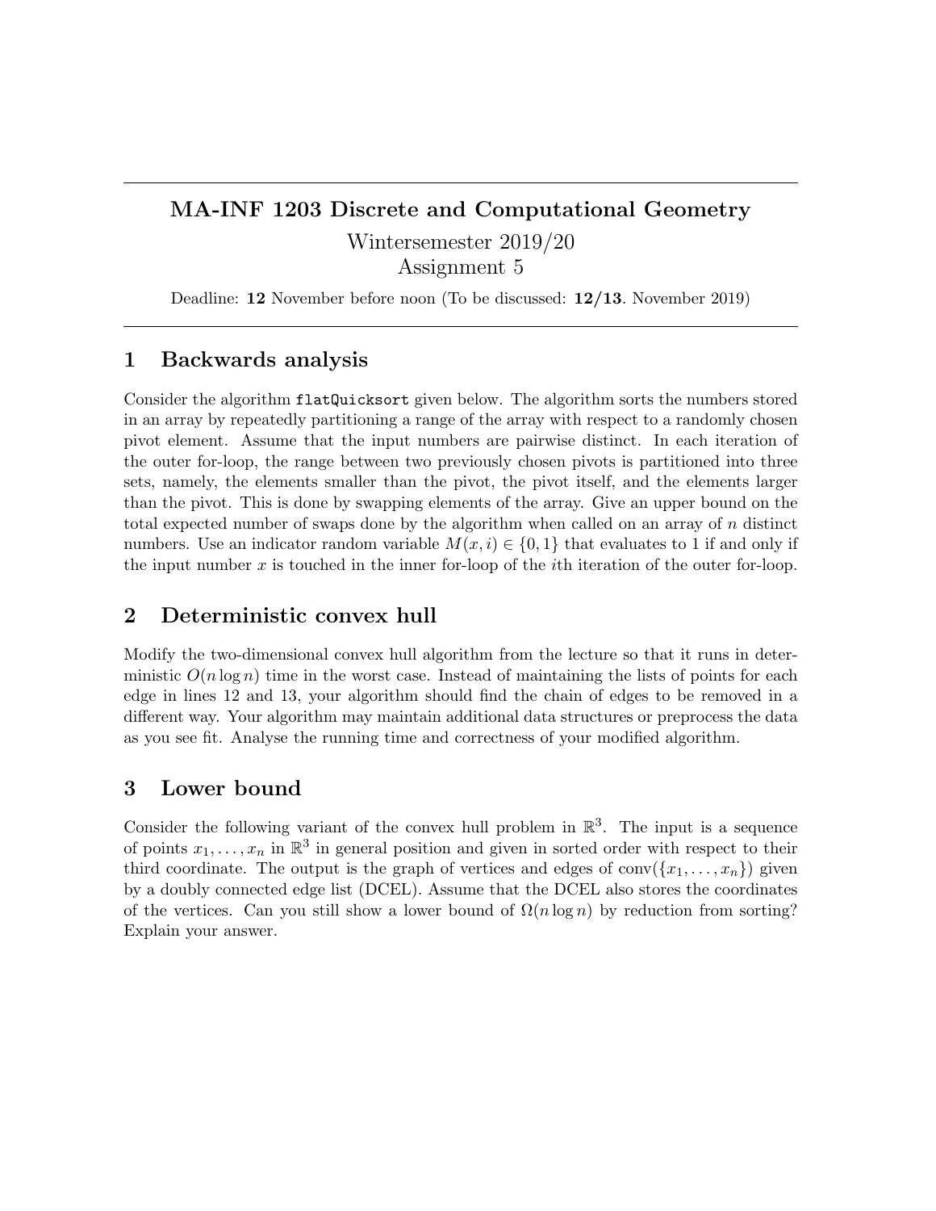# MA-INF 1203 Discrete and Computational Geometry

Wintersemester 2019/20
Assignment 5

Deadline: **12** November before noon (To be discussed: **12/13**. November 2019)

## 1 Backwards analysis

Consider the algorithm `flatQuicksort` given below. The algorithm sorts the numbers stored in an array by repeatedly partitioning a range of the array with respect to a randomly chosen pivot element. Assume that the input numbers are pairwise distinct. In each iteration of the outer for-loop, the range between two previously chosen pivots is partitioned into three sets, namely, the elements smaller than the pivot, the pivot itself, and the elements larger than the pivot. This is done by swapping elements of the array. Give an upper bound on the total expected number of swaps done by the algorithm when called on an array of $n$ distinct numbers. Use an indicator random variable $M(x, i) \in \{0, 1\}$ that evaluates to 1 if and only if the input number $x$ is touched in the inner for-loop of the $i$th iteration of the outer for-loop.

## 2 Deterministic convex hull

Modify the two-dimensional convex hull algorithm from the lecture so that it runs in deterministic $O(n \log n)$ time in the worst case. Instead of maintaining the lists of points for each edge in lines 12 and 13, your algorithm should find the chain of edges to be removed in a different way. Your algorithm may maintain additional data structures or preprocess the data as you see fit. Analyse the running time and correctness of your modified algorithm.

## 3 Lower bound

Consider the following variant of the convex hull problem in $\mathbb{R}^3$. The input is a sequence of points $x_1, \ldots, x_n$ in $\mathbb{R}^3$ in general position and given in sorted order with respect to their third coordinate. The output is the graph of vertices and edges of $\text{conv}(\{x_1, \ldots, x_n\})$ given by a doubly connected edge list (DCEL). Assume that the DCEL also stores the coordinates of the vertices. Can you still show a lower bound of $\Omega(n \log n)$ by reduction from sorting? Explain your answer.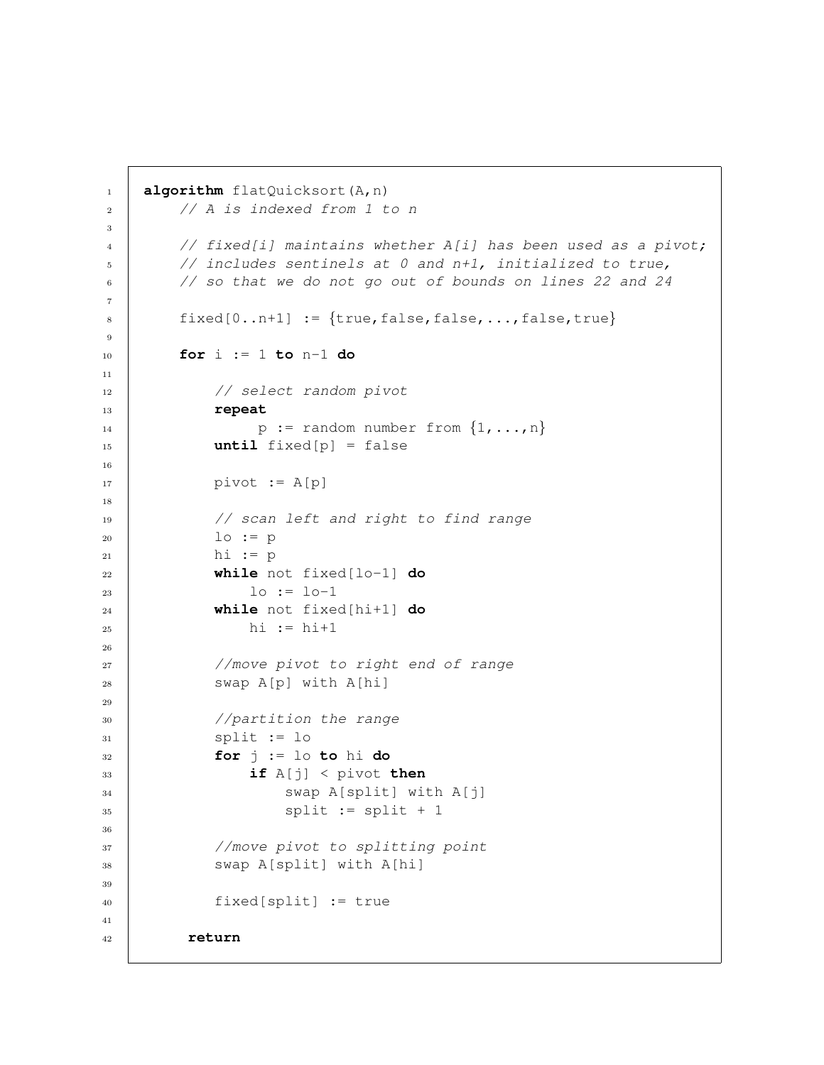```
algorithm flatQuicksort(A,n)
    // A is indexed from 1 to n

    // fixed[i] maintains whether A[i] has been used as a pivot;
    // includes sentinels at 0 and n+1, initialized to true,
    // so that we do not go out of bounds on lines 22 and 24

    fixed[0..n+1] := {true,false,false,...,false,true}

    for i := 1 to n-1 do

        // select random pivot
        repeat
             p := random number from {1,...,n}
        until fixed[p] = false

        pivot := A[p]

        // scan left and right to find range
        lo := p
        hi := p
        while not fixed[lo-1] do
            lo := lo-1
        while not fixed[hi+1] do
            hi := hi+1

        //move pivot to right end of range
        swap A[p] with A[hi]

        //partition the range
        split := lo
        for j := lo to hi do
            if A[j] < pivot then
                swap A[split] with A[j]
                split := split + 1

        //move pivot to splitting point
        swap A[split] with A[hi]

        fixed[split] := true

     return
```